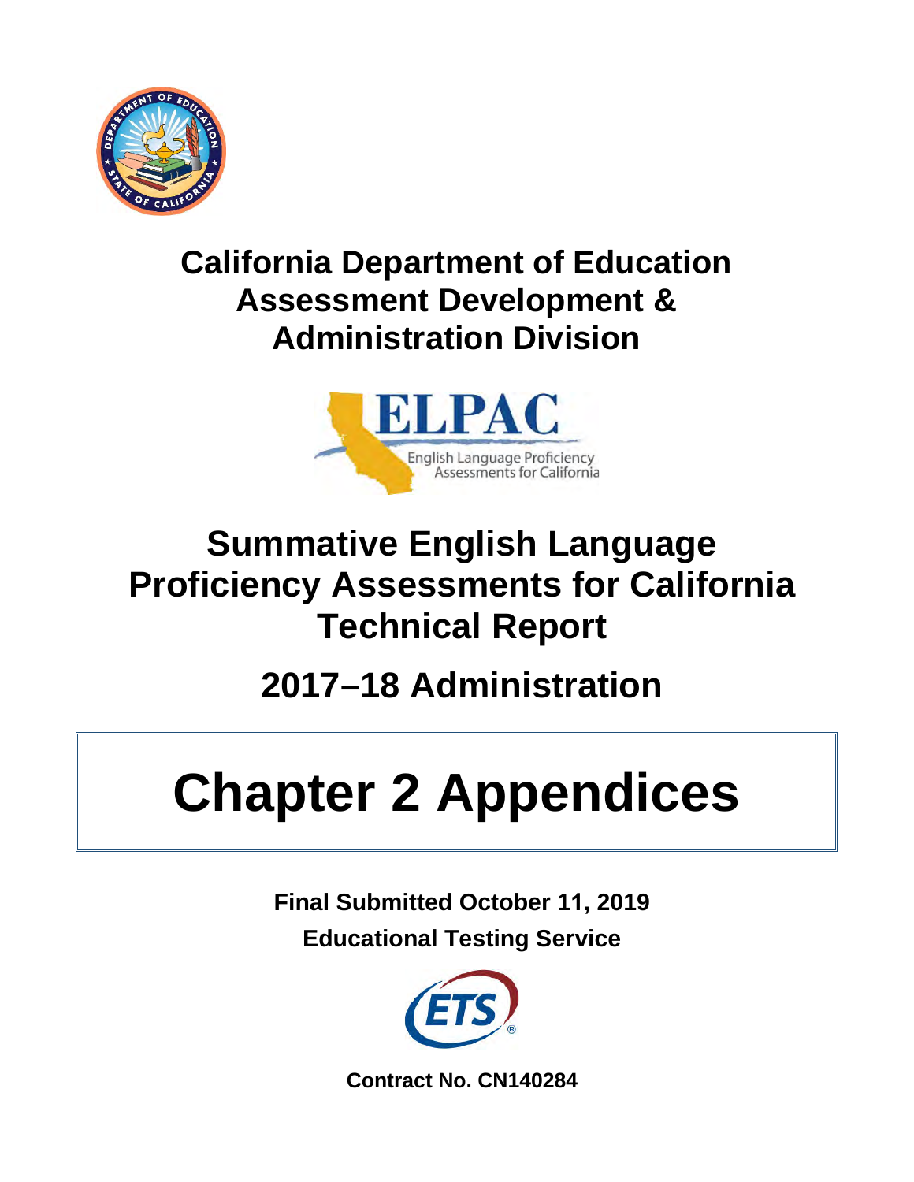# California Department of Education Assessment Development & Administration Division

ELPAC

English Language Proficiency Assessments for California

# Summative English Language Proficiency Assessments for California Technical Report

## 2017–18 Administration

# Chapter 2 Appendices

**Final Submitted October 11, 2019**

**Educational Testing Service**

**Contract No. CN140284**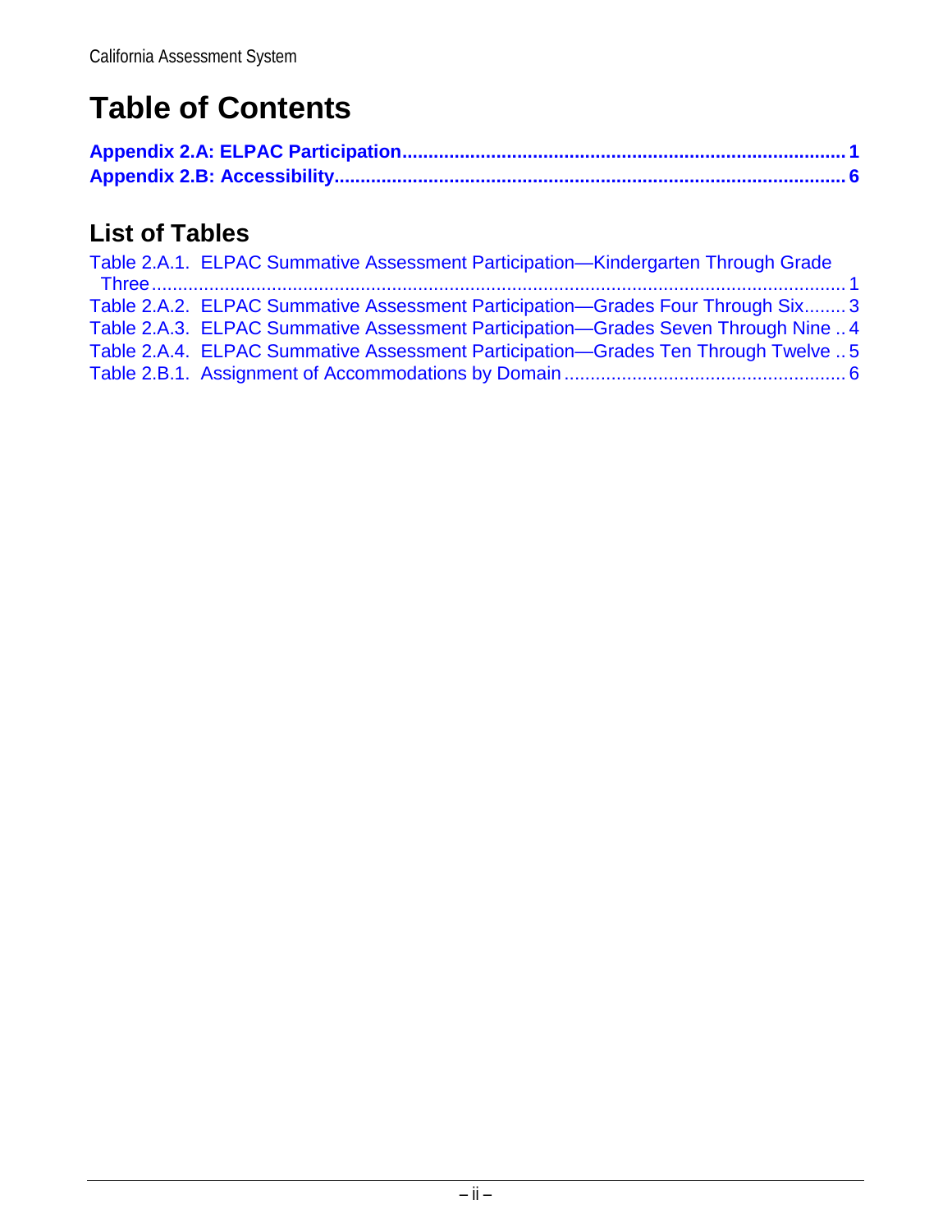# Table of Contents

**Appendix 2.A: ELPAC Participation ..................................................................................... 1**
**Appendix 2.B: Accessibility.................................................................................................. 6**

## List of Tables

Table 2.A.1. ELPAC Summative Assessment Participation—Kindergarten Through Grade Three ........................................................................................................................ 1
Table 2.A.2. ELPAC Summative Assessment Participation—Grades Four Through Six........ 3
Table 2.A.3. ELPAC Summative Assessment Participation—Grades Seven Through Nine .. 4
Table 2.A.4. ELPAC Summative Assessment Participation—Grades Ten Through Twelve .. 5
Table 2.B.1. Assignment of Accommodations by Domain ..................................................... 6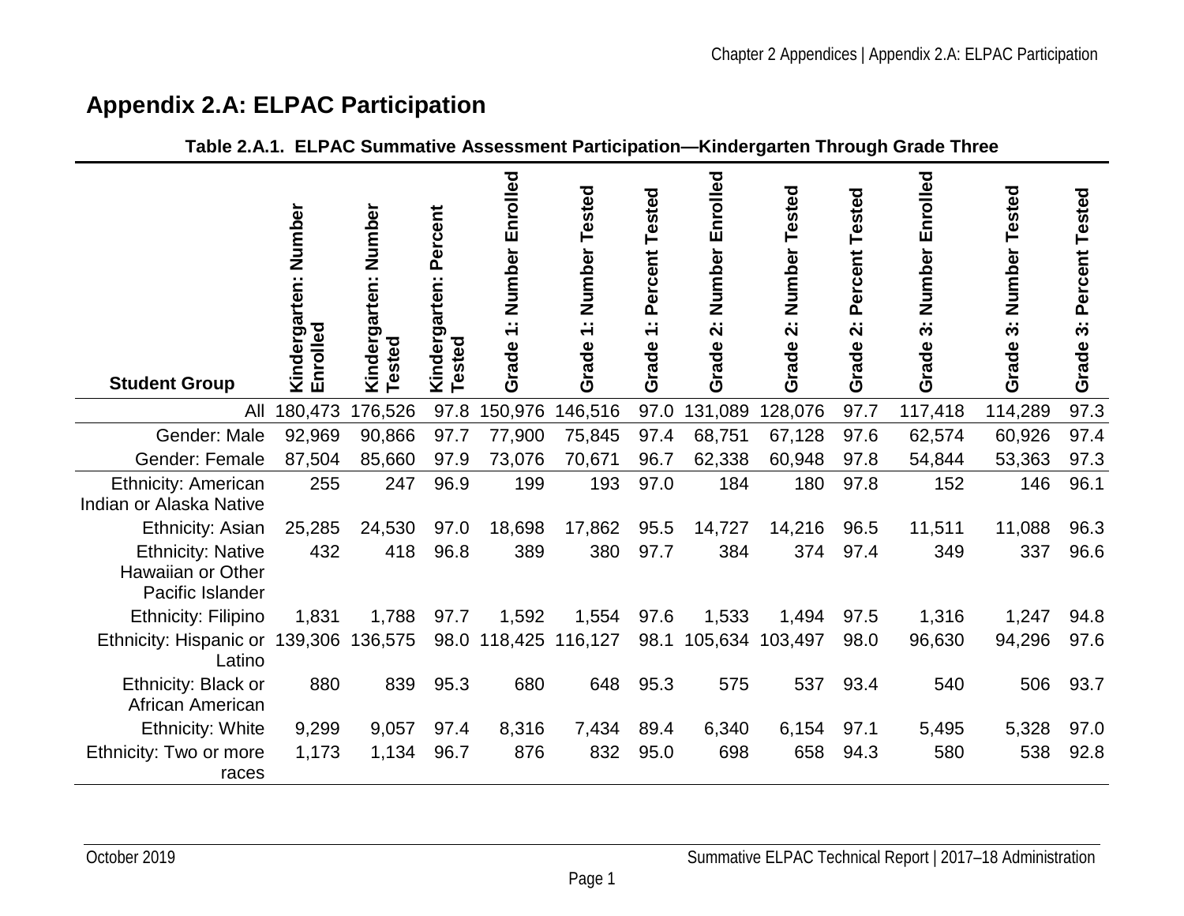# Appendix 2.A: ELPAC Participation

**Table 2.A.1. ELPAC Summative Assessment Participation—Kindergarten Through Grade Three**

| Student Group | Kindergarten: Number Enrolled | Kindergarten: Number Tested | Kindergarten: Percent Tested | Grade 1: Number Enrolled | Grade 1: Number Tested | Grade 1: Percent Tested | Grade 2: Number Enrolled | Grade 2: Number Tested | Grade 2: Percent Tested | Grade 3: Number Enrolled | Grade 3: Number Tested | Grade 3: Percent Tested |
|---|---|---|---|---|---|---|---|---|---|---|---|---|
| All | 180,473 | 176,526 | 97.8 | 150,976 | 146,516 | 97.0 | 131,089 | 128,076 | 97.7 | 117,418 | 114,289 | 97.3 |
| Gender: Male | 92,969 | 90,866 | 97.7 | 77,900 | 75,845 | 97.4 | 68,751 | 67,128 | 97.6 | 62,574 | 60,926 | 97.4 |
| Gender: Female | 87,504 | 85,660 | 97.9 | 73,076 | 70,671 | 96.7 | 62,338 | 60,948 | 97.8 | 54,844 | 53,363 | 97.3 |
| Ethnicity: American Indian or Alaska Native | 255 | 247 | 96.9 | 199 | 193 | 97.0 | 184 | 180 | 97.8 | 152 | 146 | 96.1 |
| Ethnicity: Asian | 25,285 | 24,530 | 97.0 | 18,698 | 17,862 | 95.5 | 14,727 | 14,216 | 96.5 | 11,511 | 11,088 | 96.3 |
| Ethnicity: Native Hawaiian or Other Pacific Islander | 432 | 418 | 96.8 | 389 | 380 | 97.7 | 384 | 374 | 97.4 | 349 | 337 | 96.6 |
| Ethnicity: Filipino | 1,831 | 1,788 | 97.7 | 1,592 | 1,554 | 97.6 | 1,533 | 1,494 | 97.5 | 1,316 | 1,247 | 94.8 |
| Ethnicity: Hispanic or Latino | 139,306 | 136,575 | 98.0 | 118,425 | 116,127 | 98.1 | 105,634 | 103,497 | 98.0 | 96,630 | 94,296 | 97.6 |
| Ethnicity: Black or African American | 880 | 839 | 95.3 | 680 | 648 | 95.3 | 575 | 537 | 93.4 | 540 | 506 | 93.7 |
| Ethnicity: White | 9,299 | 9,057 | 97.4 | 8,316 | 7,434 | 89.4 | 6,340 | 6,154 | 97.1 | 5,495 | 5,328 | 97.0 |
| Ethnicity: Two or more races | 1,173 | 1,134 | 96.7 | 876 | 832 | 95.0 | 698 | 658 | 94.3 | 580 | 538 | 92.8 |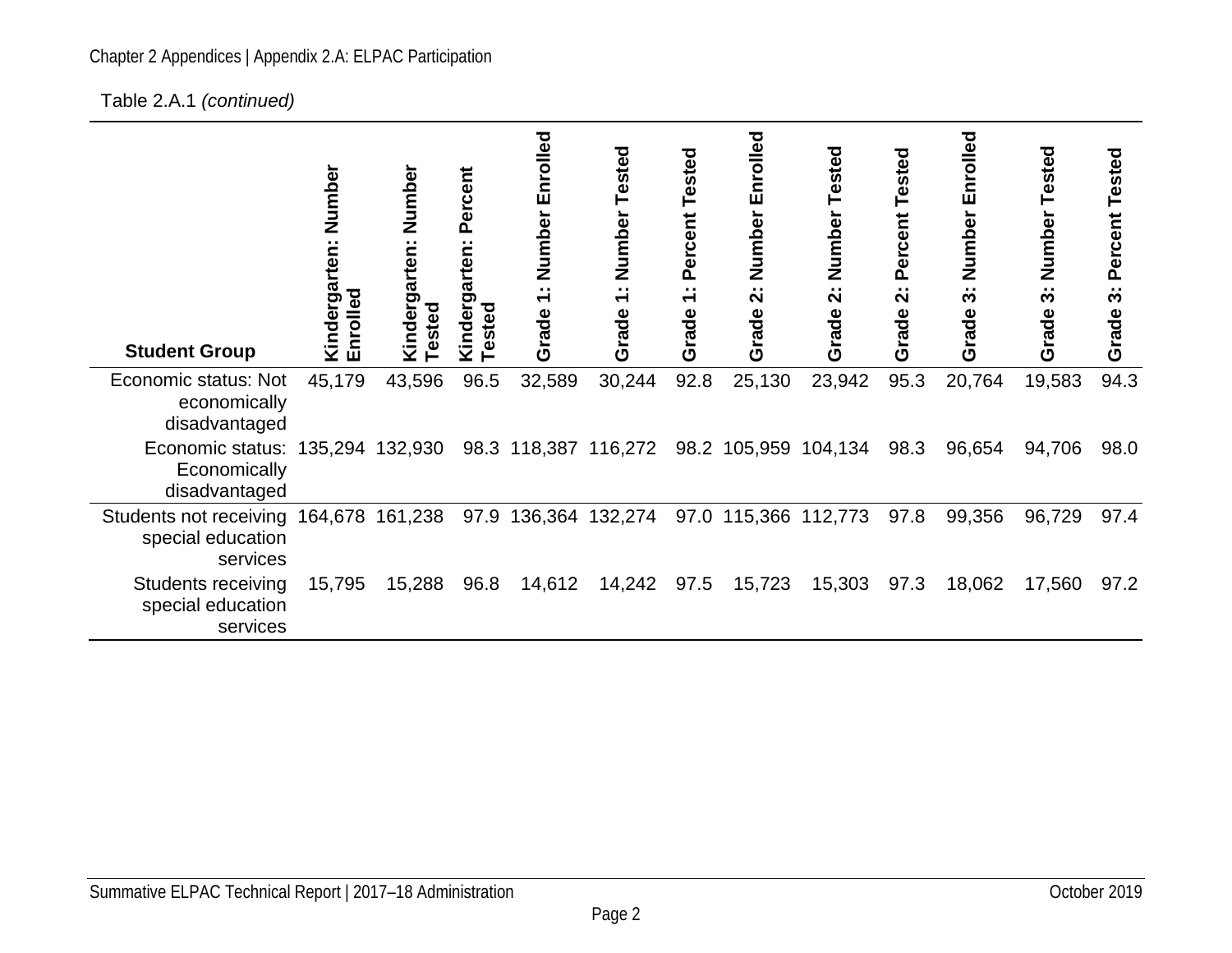Table 2.A.1 *(continued)*

| Student Group | Kindergarten: Number Enrolled | Kindergarten: Number Tested | Kindergarten: Percent Tested | Grade 1: Number Enrolled | Grade 1: Number Tested | Grade 1: Percent Tested | Grade 2: Number Enrolled | Grade 2: Number Tested | Grade 2: Percent Tested | Grade 3: Number Enrolled | Grade 3: Number Tested | Grade 3: Percent Tested |
|---|---|---|---|---|---|---|---|---|---|---|---|---|
| Economic status: Not economically disadvantaged | 45,179 | 43,596 | 96.5 | 32,589 | 30,244 | 92.8 | 25,130 | 23,942 | 95.3 | 20,764 | 19,583 | 94.3 |
| Economic status: Economically disadvantaged | 135,294 | 132,930 | 98.3 | 118,387 | 116,272 | 98.2 | 105,959 | 104,134 | 98.3 | 96,654 | 94,706 | 98.0 |
| Students not receiving special education services | 164,678 | 161,238 | 97.9 | 136,364 | 132,274 | 97.0 | 115,366 | 112,773 | 97.8 | 99,356 | 96,729 | 97.4 |
| Students receiving special education services | 15,795 | 15,288 | 96.8 | 14,612 | 14,242 | 97.5 | 15,723 | 15,303 | 97.3 | 18,062 | 17,560 | 97.2 |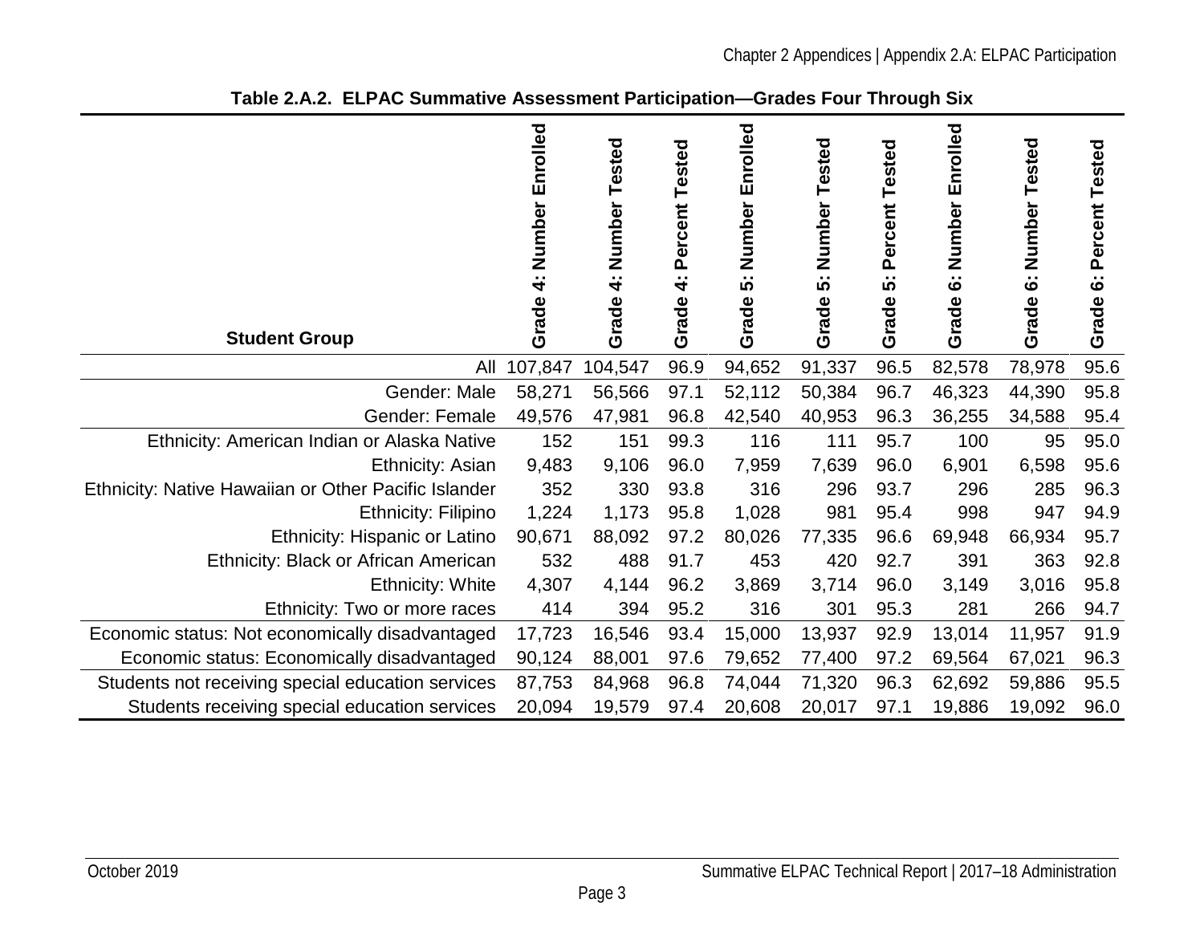**Table 2.A.2. ELPAC Summative Assessment Participation—Grades Four Through Six**

| Student Group | Grade 4: Number Enrolled | Grade 4: Number Tested | Grade 4: Percent Tested | Grade 5: Number Enrolled | Grade 5: Number Tested | Grade 5: Percent Tested | Grade 6: Number Enrolled | Grade 6: Number Tested | Grade 6: Percent Tested |
|---|---|---|---|---|---|---|---|---|---|
| All | 107,847 | 104,547 | 96.9 | 94,652 | 91,337 | 96.5 | 82,578 | 78,978 | 95.6 |
| Gender: Male | 58,271 | 56,566 | 97.1 | 52,112 | 50,384 | 96.7 | 46,323 | 44,390 | 95.8 |
| Gender: Female | 49,576 | 47,981 | 96.8 | 42,540 | 40,953 | 96.3 | 36,255 | 34,588 | 95.4 |
| Ethnicity: American Indian or Alaska Native | 152 | 151 | 99.3 | 116 | 111 | 95.7 | 100 | 95 | 95.0 |
| Ethnicity: Asian | 9,483 | 9,106 | 96.0 | 7,959 | 7,639 | 96.0 | 6,901 | 6,598 | 95.6 |
| Ethnicity: Native Hawaiian or Other Pacific Islander | 352 | 330 | 93.8 | 316 | 296 | 93.7 | 296 | 285 | 96.3 |
| Ethnicity: Filipino | 1,224 | 1,173 | 95.8 | 1,028 | 981 | 95.4 | 998 | 947 | 94.9 |
| Ethnicity: Hispanic or Latino | 90,671 | 88,092 | 97.2 | 80,026 | 77,335 | 96.6 | 69,948 | 66,934 | 95.7 |
| Ethnicity: Black or African American | 532 | 488 | 91.7 | 453 | 420 | 92.7 | 391 | 363 | 92.8 |
| Ethnicity: White | 4,307 | 4,144 | 96.2 | 3,869 | 3,714 | 96.0 | 3,149 | 3,016 | 95.8 |
| Ethnicity: Two or more races | 414 | 394 | 95.2 | 316 | 301 | 95.3 | 281 | 266 | 94.7 |
| Economic status: Not economically disadvantaged | 17,723 | 16,546 | 93.4 | 15,000 | 13,937 | 92.9 | 13,014 | 11,957 | 91.9 |
| Economic status: Economically disadvantaged | 90,124 | 88,001 | 97.6 | 79,652 | 77,400 | 97.2 | 69,564 | 67,021 | 96.3 |
| Students not receiving special education services | 87,753 | 84,968 | 96.8 | 74,044 | 71,320 | 96.3 | 62,692 | 59,886 | 95.5 |
| Students receiving special education services | 20,094 | 19,579 | 97.4 | 20,608 | 20,017 | 97.1 | 19,886 | 19,092 | 96.0 |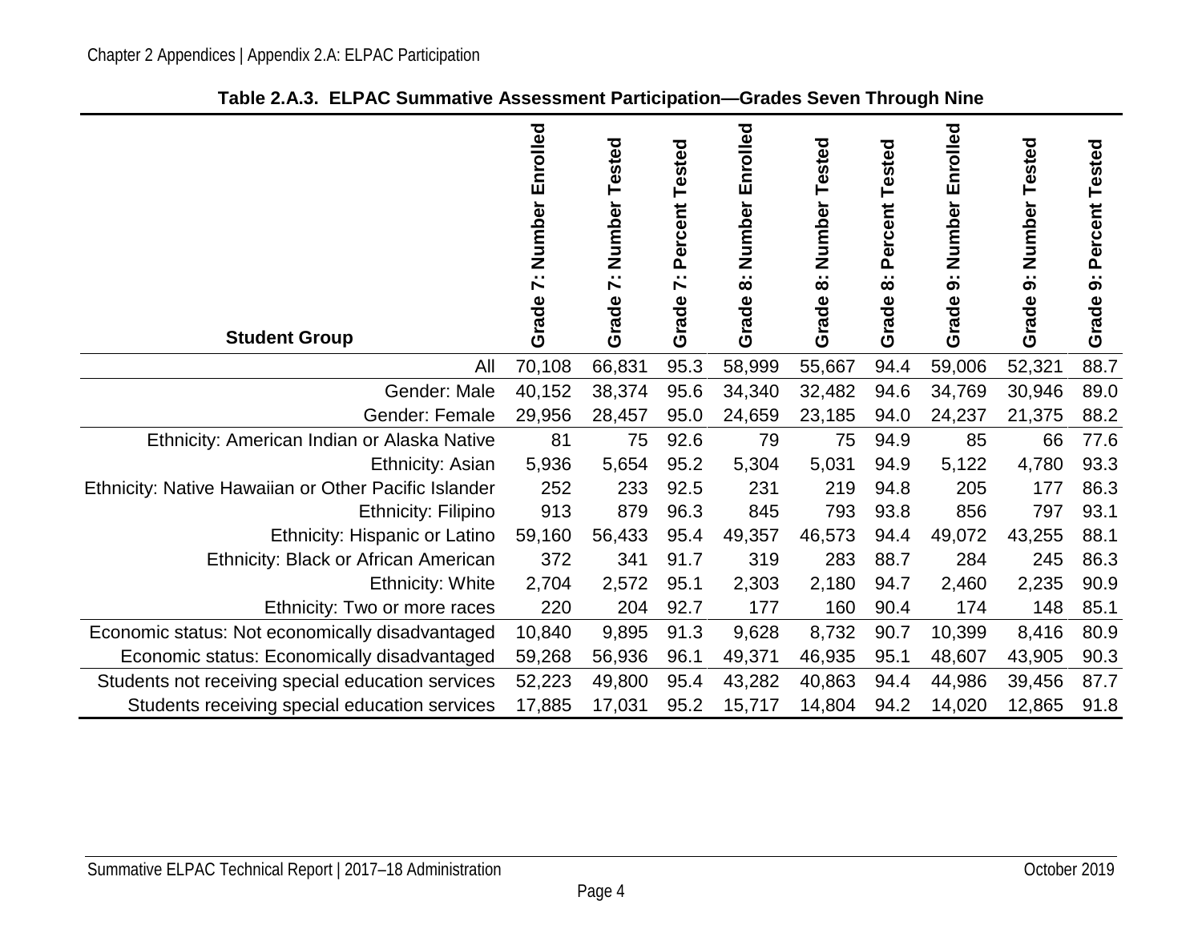**Table 2.A.3. ELPAC Summative Assessment Participation—Grades Seven Through Nine**

| Student Group | Grade 7: Number Enrolled | Grade 7: Number Tested | Grade 7: Percent Tested | Grade 8: Number Enrolled | Grade 8: Number Tested | Grade 8: Percent Tested | Grade 9: Number Enrolled | Grade 9: Number Tested | Grade 9: Percent Tested |
|---|---|---|---|---|---|---|---|---|---|
| All | 70,108 | 66,831 | 95.3 | 58,999 | 55,667 | 94.4 | 59,006 | 52,321 | 88.7 |
| Gender: Male | 40,152 | 38,374 | 95.6 | 34,340 | 32,482 | 94.6 | 34,769 | 30,946 | 89.0 |
| Gender: Female | 29,956 | 28,457 | 95.0 | 24,659 | 23,185 | 94.0 | 24,237 | 21,375 | 88.2 |
| Ethnicity: American Indian or Alaska Native | 81 | 75 | 92.6 | 79 | 75 | 94.9 | 85 | 66 | 77.6 |
| Ethnicity: Asian | 5,936 | 5,654 | 95.2 | 5,304 | 5,031 | 94.9 | 5,122 | 4,780 | 93.3 |
| Ethnicity: Native Hawaiian or Other Pacific Islander | 252 | 233 | 92.5 | 231 | 219 | 94.8 | 205 | 177 | 86.3 |
| Ethnicity: Filipino | 913 | 879 | 96.3 | 845 | 793 | 93.8 | 856 | 797 | 93.1 |
| Ethnicity: Hispanic or Latino | 59,160 | 56,433 | 95.4 | 49,357 | 46,573 | 94.4 | 49,072 | 43,255 | 88.1 |
| Ethnicity: Black or African American | 372 | 341 | 91.7 | 319 | 283 | 88.7 | 284 | 245 | 86.3 |
| Ethnicity: White | 2,704 | 2,572 | 95.1 | 2,303 | 2,180 | 94.7 | 2,460 | 2,235 | 90.9 |
| Ethnicity: Two or more races | 220 | 204 | 92.7 | 177 | 160 | 90.4 | 174 | 148 | 85.1 |
| Economic status: Not economically disadvantaged | 10,840 | 9,895 | 91.3 | 9,628 | 8,732 | 90.7 | 10,399 | 8,416 | 80.9 |
| Economic status: Economically disadvantaged | 59,268 | 56,936 | 96.1 | 49,371 | 46,935 | 95.1 | 48,607 | 43,905 | 90.3 |
| Students not receiving special education services | 52,223 | 49,800 | 95.4 | 43,282 | 40,863 | 94.4 | 44,986 | 39,456 | 87.7 |
| Students receiving special education services | 17,885 | 17,031 | 95.2 | 15,717 | 14,804 | 94.2 | 14,020 | 12,865 | 91.8 |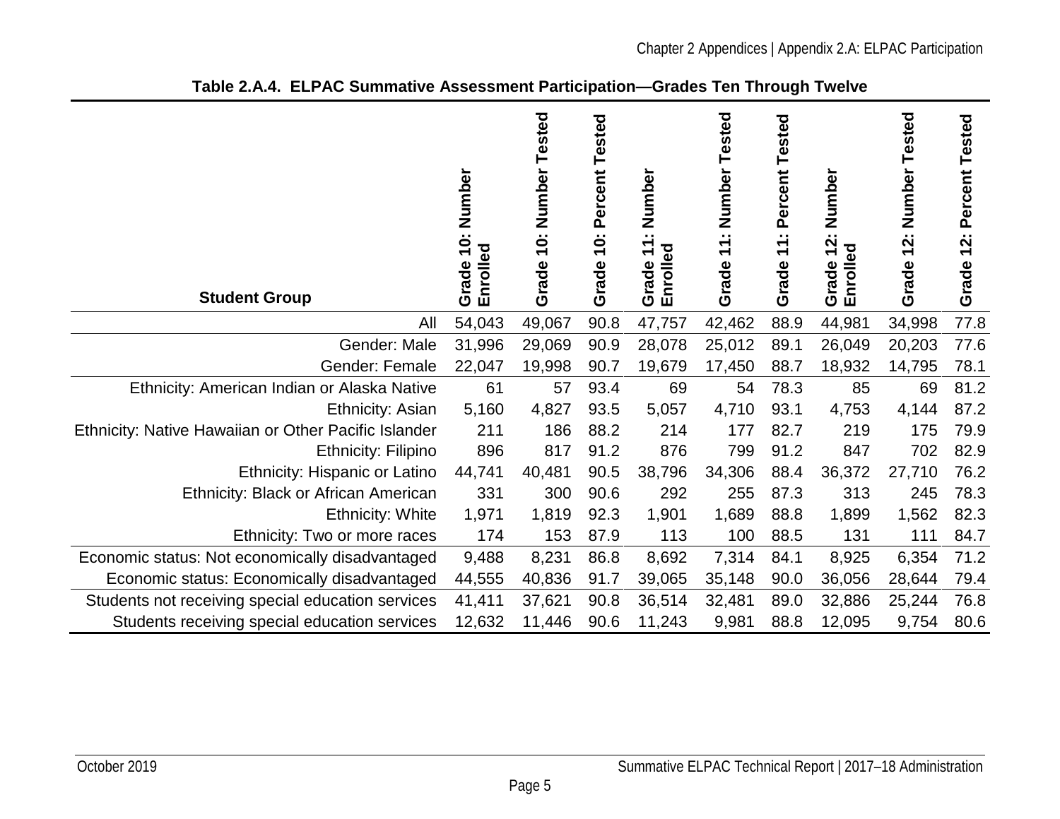**Table 2.A.4. ELPAC Summative Assessment Participation—Grades Ten Through Twelve**

| Student Group | Grade 10: Number Enrolled | Grade 10: Number Tested | Grade 10: Percent Tested | Grade 11: Number Enrolled | Grade 11: Number Tested | Grade 11: Percent Tested | Grade 12: Number Enrolled | Grade 12: Number Tested | Grade 12: Percent Tested |
|---|---|---|---|---|---|---|---|---|---|
| All | 54,043 | 49,067 | 90.8 | 47,757 | 42,462 | 88.9 | 44,981 | 34,998 | 77.8 |
| Gender: Male | 31,996 | 29,069 | 90.9 | 28,078 | 25,012 | 89.1 | 26,049 | 20,203 | 77.6 |
| Gender: Female | 22,047 | 19,998 | 90.7 | 19,679 | 17,450 | 88.7 | 18,932 | 14,795 | 78.1 |
| Ethnicity: American Indian or Alaska Native | 61 | 57 | 93.4 | 69 | 54 | 78.3 | 85 | 69 | 81.2 |
| Ethnicity: Asian | 5,160 | 4,827 | 93.5 | 5,057 | 4,710 | 93.1 | 4,753 | 4,144 | 87.2 |
| Ethnicity: Native Hawaiian or Other Pacific Islander | 211 | 186 | 88.2 | 214 | 177 | 82.7 | 219 | 175 | 79.9 |
| Ethnicity: Filipino | 896 | 817 | 91.2 | 876 | 799 | 91.2 | 847 | 702 | 82.9 |
| Ethnicity: Hispanic or Latino | 44,741 | 40,481 | 90.5 | 38,796 | 34,306 | 88.4 | 36,372 | 27,710 | 76.2 |
| Ethnicity: Black or African American | 331 | 300 | 90.6 | 292 | 255 | 87.3 | 313 | 245 | 78.3 |
| Ethnicity: White | 1,971 | 1,819 | 92.3 | 1,901 | 1,689 | 88.8 | 1,899 | 1,562 | 82.3 |
| Ethnicity: Two or more races | 174 | 153 | 87.9 | 113 | 100 | 88.5 | 131 | 111 | 84.7 |
| Economic status: Not economically disadvantaged | 9,488 | 8,231 | 86.8 | 8,692 | 7,314 | 84.1 | 8,925 | 6,354 | 71.2 |
| Economic status: Economically disadvantaged | 44,555 | 40,836 | 91.7 | 39,065 | 35,148 | 90.0 | 36,056 | 28,644 | 79.4 |
| Students not receiving special education services | 41,411 | 37,621 | 90.8 | 36,514 | 32,481 | 89.0 | 32,886 | 25,244 | 76.8 |
| Students receiving special education services | 12,632 | 11,446 | 90.6 | 11,243 | 9,981 | 88.8 | 12,095 | 9,754 | 80.6 |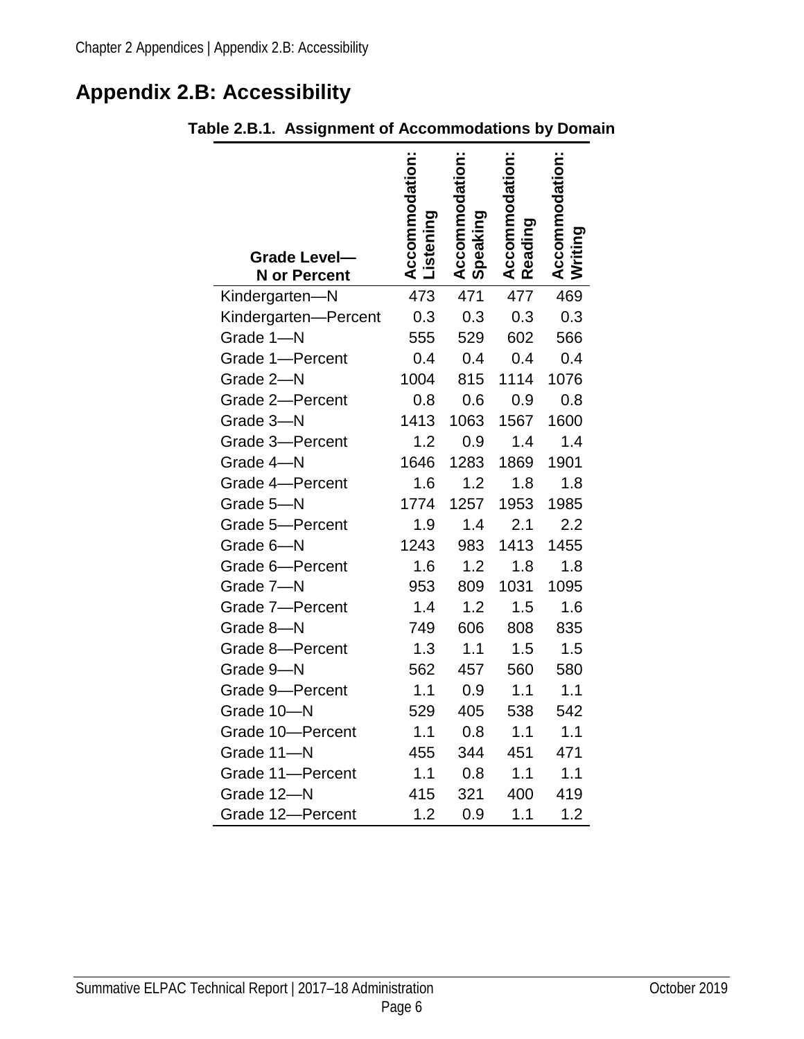# Appendix 2.B: Accessibility

**Table 2.B.1. Assignment of Accommodations by Domain**

| Grade Level—N or Percent | Accommodation: Listening | Accommodation: Speaking | Accommodation: Reading | Accommodation: Writing |
|---|---|---|---|---|
| Kindergarten—N | 473 | 471 | 477 | 469 |
| Kindergarten—Percent | 0.3 | 0.3 | 0.3 | 0.3 |
| Grade 1—N | 555 | 529 | 602 | 566 |
| Grade 1—Percent | 0.4 | 0.4 | 0.4 | 0.4 |
| Grade 2—N | 1004 | 815 | 1114 | 1076 |
| Grade 2—Percent | 0.8 | 0.6 | 0.9 | 0.8 |
| Grade 3—N | 1413 | 1063 | 1567 | 1600 |
| Grade 3—Percent | 1.2 | 0.9 | 1.4 | 1.4 |
| Grade 4—N | 1646 | 1283 | 1869 | 1901 |
| Grade 4—Percent | 1.6 | 1.2 | 1.8 | 1.8 |
| Grade 5—N | 1774 | 1257 | 1953 | 1985 |
| Grade 5—Percent | 1.9 | 1.4 | 2.1 | 2.2 |
| Grade 6—N | 1243 | 983 | 1413 | 1455 |
| Grade 6—Percent | 1.6 | 1.2 | 1.8 | 1.8 |
| Grade 7—N | 953 | 809 | 1031 | 1095 |
| Grade 7—Percent | 1.4 | 1.2 | 1.5 | 1.6 |
| Grade 8—N | 749 | 606 | 808 | 835 |
| Grade 8—Percent | 1.3 | 1.1 | 1.5 | 1.5 |
| Grade 9—N | 562 | 457 | 560 | 580 |
| Grade 9—Percent | 1.1 | 0.9 | 1.1 | 1.1 |
| Grade 10—N | 529 | 405 | 538 | 542 |
| Grade 10—Percent | 1.1 | 0.8 | 1.1 | 1.1 |
| Grade 11—N | 455 | 344 | 451 | 471 |
| Grade 11—Percent | 1.1 | 0.8 | 1.1 | 1.1 |
| Grade 12—N | 415 | 321 | 400 | 419 |
| Grade 12—Percent | 1.2 | 0.9 | 1.1 | 1.2 |